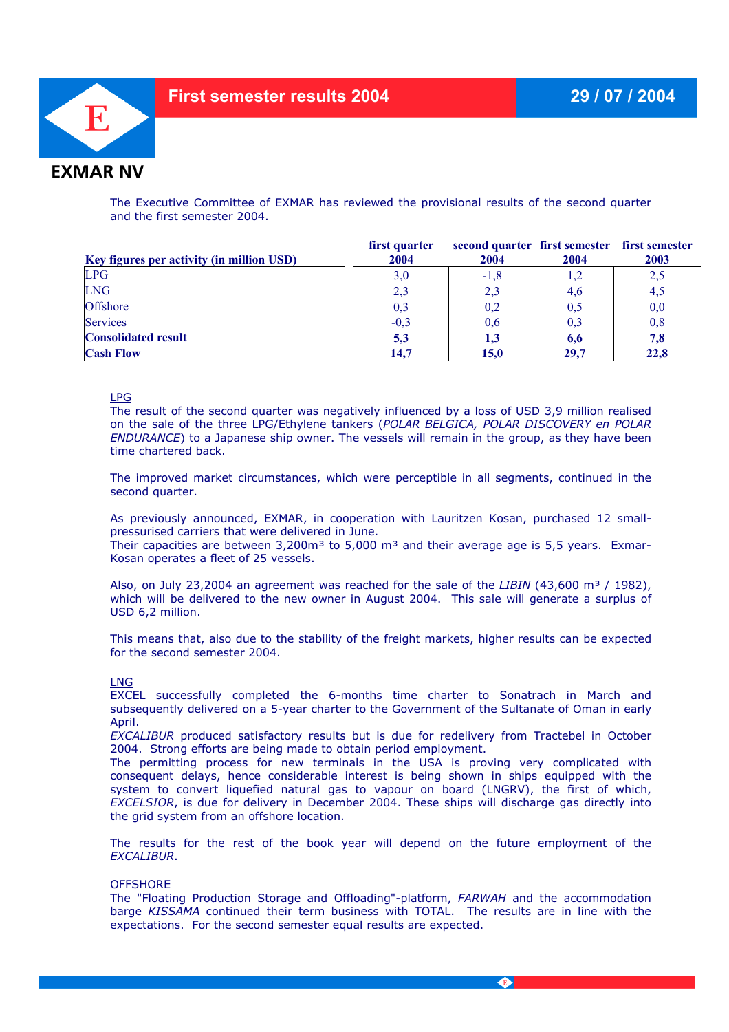# First semester results 2004

**29 / 07 / 2004**

**EXMAR NV**

The Executive Committee of EXMAR has reviewed the provisional results of the second quarter and the first semester 2004.

| Key figures per activity (in million USD) | first quarter 2004 | second quarter 2004 | first semester 2004 | first semester 2003 |
|---|---|---|---|---|
| LPG | 3,0 | -1,8 | 1,2 | 2,5 |
| LNG | 2,3 | 2,3 | 4,6 | 4,5 |
| Offshore | 0,3 | 0,2 | 0,5 | 0,0 |
| Services | -0,3 | 0,6 | 0,3 | 0,8 |
| **Consolidated result** | **5,3** | **1,3** | **6,6** | **7,8** |
| **Cash Flow** | **14,7** | **15,0** | **29,7** | **22,8** |

## LPG

The result of the second quarter was negatively influenced by a loss of USD 3,9 million realised on the sale of the three LPG/Ethylene tankers (*POLAR BELGICA, POLAR DISCOVERY en POLAR ENDURANCE*) to a Japanese ship owner. The vessels will remain in the group, as they have been time chartered back.

The improved market circumstances, which were perceptible in all segments, continued in the second quarter.

As previously announced, EXMAR, in cooperation with Lauritzen Kosan, purchased 12 small-pressurised carriers that were delivered in June.
Their capacities are between 3,200m³ to 5,000 m³ and their average age is 5,5 years. Exmar-Kosan operates a fleet of 25 vessels.

Also, on July 23,2004 an agreement was reached for the sale of the *LIBIN* (43,600 m³ / 1982), which will be delivered to the new owner in August 2004. This sale will generate a surplus of USD 6,2 million.

This means that, also due to the stability of the freight markets, higher results can be expected for the second semester 2004.

## LNG

EXCEL successfully completed the 6-months time charter to Sonatrach in March and subsequently delivered on a 5-year charter to the Government of the Sultanate of Oman in early April.
*EXCALIBUR* produced satisfactory results but is due for redelivery from Tractebel in October 2004. Strong efforts are being made to obtain period employment.
The permitting process for new terminals in the USA is proving very complicated with consequent delays, hence considerable interest is being shown in ships equipped with the system to convert liquefied natural gas to vapour on board (LNGRV), the first of which, *EXCELSIOR*, is due for delivery in December 2004. These ships will discharge gas directly into the grid system from an offshore location.

The results for the rest of the book year will depend on the future employment of the *EXCALIBUR*.

## OFFSHORE

The "Floating Production Storage and Offloading"-platform, *FARWAH* and the accommodation barge *KISSAMA* continued their term business with TOTAL. The results are in line with the expectations. For the second semester equal results are expected.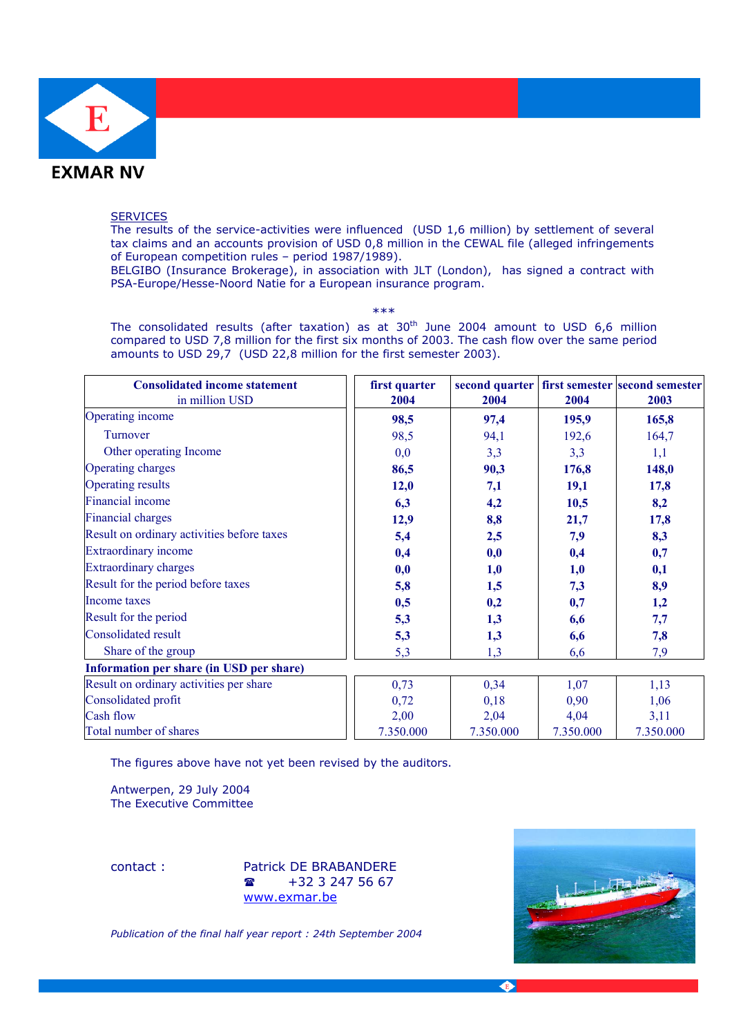EXMAR NV

SERVICES

The results of the service-activities were influenced (USD 1,6 million) by settlement of several tax claims and an accounts provision of USD 0,8 million in the CEWAL file (alleged infringements of European competition rules – period 1987/1989).

BELGIBO (Insurance Brokerage), in association with JLT (London), has signed a contract with PSA-Europe/Hesse-Noord Natie for a European insurance program.

\*\*\*

The consolidated results (after taxation) as at 30th June 2004 amount to USD 6,6 million compared to USD 7,8 million for the first six months of 2003. The cash flow over the same period amounts to USD 29,7 (USD 22,8 million for the first semester 2003).

| **Consolidated income statement** in million USD | **first quarter 2004** | **second quarter 2004** | **first semester 2004** | **second semester 2003** |
|---|---|---|---|---|
| Operating income | **98,5** | **97,4** | **195,9** | **165,8** |
| Turnover | 98,5 | 94,1 | 192,6 | 164,7 |
| Other operating Income | 0,0 | 3,3 | 3,3 | 1,1 |
| Operating charges | **86,5** | **90,3** | **176,8** | **148,0** |
| Operating results | **12,0** | **7,1** | **19,1** | **17,8** |
| Financial income | **6,3** | **4,2** | **10,5** | **8,2** |
| Financial charges | **12,9** | **8,8** | **21,7** | **17,8** |
| Result on ordinary activities before taxes | **5,4** | **2,5** | **7,9** | **8,3** |
| Extraordinary income | **0,4** | **0,0** | **0,4** | **0,7** |
| Extraordinary charges | **0,0** | **1,0** | **1,0** | **0,1** |
| Result for the period before taxes | **5,8** | **1,5** | **7,3** | **8,9** |
| Income taxes | **0,5** | **0,2** | **0,7** | **1,2** |
| Result for the period | **5,3** | **1,3** | **6,6** | **7,7** |
| Consolidated result | **5,3** | **1,3** | **6,6** | **7,8** |
| Share of the group | 5,3 | 1,3 | 6,6 | 7,9 |
| **Information per share (in USD per share)** | | | | |
| Result on ordinary activities per share | 0,73 | 0,34 | 1,07 | 1,13 |
| Consolidated profit | 0,72 | 0,18 | 0,90 | 1,06 |
| Cash flow | 2,00 | 2,04 | 4,04 | 3,11 |
| Total number of shares | 7.350.000 | 7.350.000 | 7.350.000 | 7.350.000 |

The figures above have not yet been revised by the auditors.

Antwerpen, 29 July 2004
The Executive Committee

contact : Patrick DE BRABANDERE
☎ +32 3 247 56 67
www.exmar.be

*Publication of the final half year report : 24th September 2004*